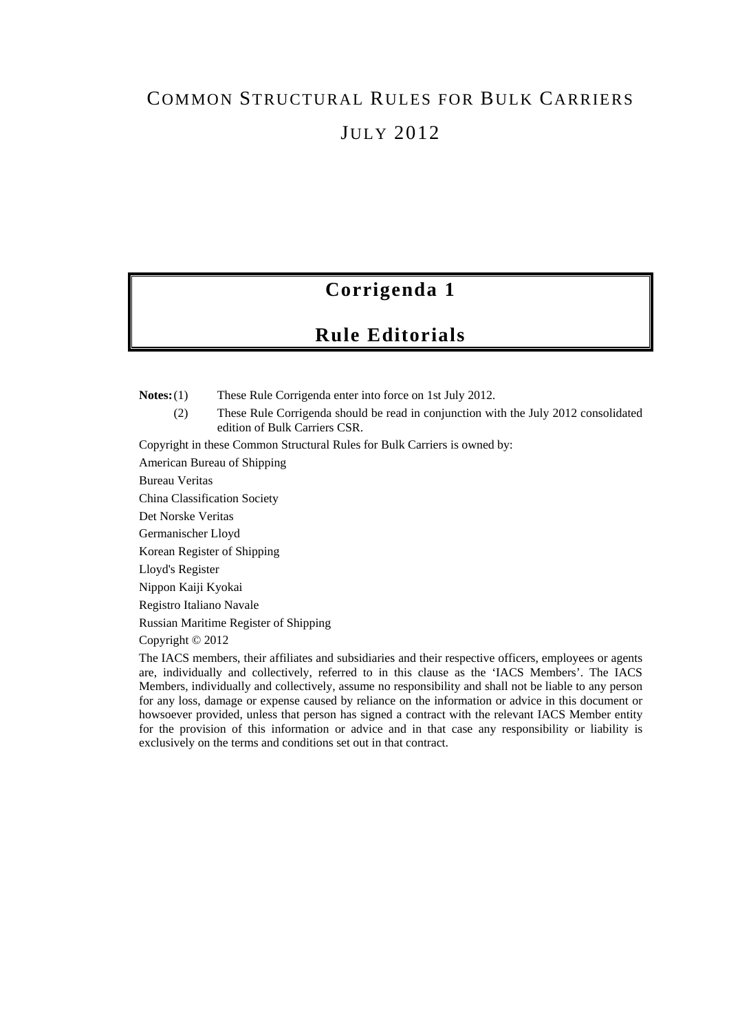# COMMON STRUCTURAL RULES FOR BULK CARRIERS

# JULY 2012

## Corrigenda 1

## Rule Editorials

**Notes:** (1) These Rule Corrigenda enter into force on 1st July 2012.

(2) These Rule Corrigenda should be read in conjunction with the July 2012 consolidated edition of Bulk Carriers CSR.

Copyright in these Common Structural Rules for Bulk Carriers is owned by:

American Bureau of Shipping

Bureau Veritas

China Classification Society

Det Norske Veritas

Germanischer Lloyd

Korean Register of Shipping

Lloyd's Register

Nippon Kaiji Kyokai

Registro Italiano Navale

Russian Maritime Register of Shipping

Copyright © 2012

The IACS members, their affiliates and subsidiaries and their respective officers, employees or agents are, individually and collectively, referred to in this clause as the 'IACS Members'. The IACS Members, individually and collectively, assume no responsibility and shall not be liable to any person for any loss, damage or expense caused by reliance on the information or advice in this document or howsoever provided, unless that person has signed a contract with the relevant IACS Member entity for the provision of this information or advice and in that case any responsibility or liability is exclusively on the terms and conditions set out in that contract.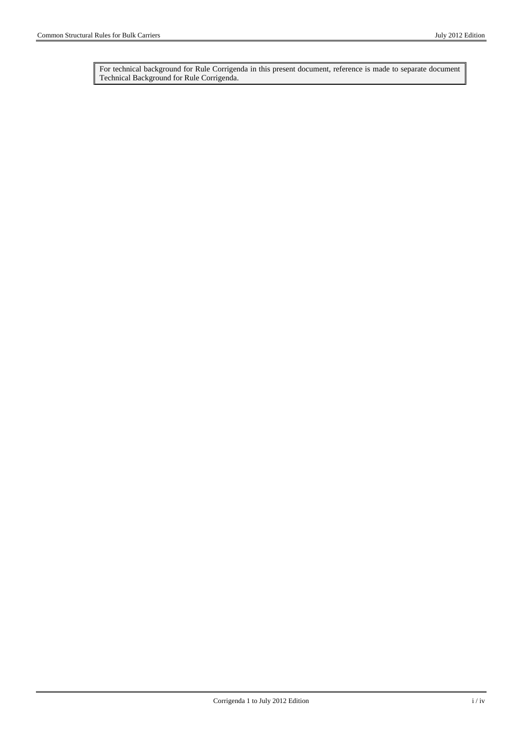For technical background for Rule Corrigenda in this present document, reference is made to separate document Technical Background for Rule Corrigenda.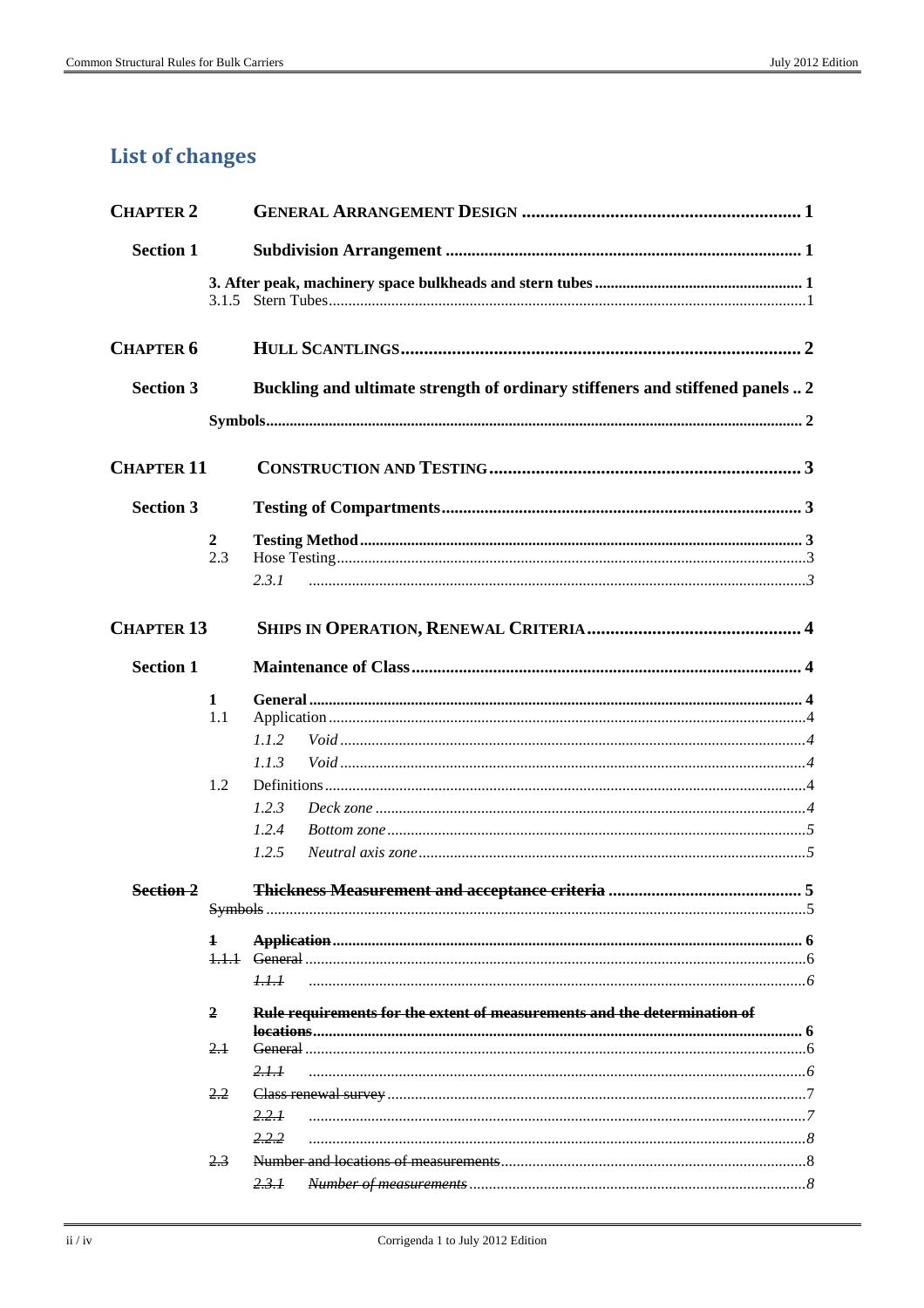# List of changes

| | | |
|---|---|---|
| **CHAPTER 2** | **GENERAL ARRANGEMENT DESIGN** | **1** |
| **Section 1** | **Subdivision Arrangement** | **1** |
| | **3. After peak, machinery space bulkheads and stern tubes** | **1** |
| | 3.1.5 Stern Tubes | 1 |
| **CHAPTER 6** | **HULL SCANTLINGS** | **2** |
| **Section 3** | **Buckling and ultimate strength of ordinary stiffeners and stiffened panels** | **2** |
| | **Symbols** | **2** |
| **CHAPTER 11** | **CONSTRUCTION AND TESTING** | **3** |
| **Section 3** | **Testing of Compartments** | **3** |
| | **2** **Testing Method** | **3** |
| | 2.3 Hose Testing | 3 |
| | *2.3.1* | *3* |
| **CHAPTER 13** | **SHIPS IN OPERATION, RENEWAL CRITERIA** | **4** |
| **Section 1** | **Maintenance of Class** | **4** |
| | **1** **General** | **4** |
| | 1.1 Application | 4 |
| | *1.1.2 Void* | *4* |
| | *1.1.3 Void* | *4* |
| | 1.2 Definitions | 4 |
| | *1.2.3 Deck zone* | *4* |
| | *1.2.4 Bottom zone* | *5* |
| | *1.2.5 Neutral axis zone* | *5* |
| ~~**Section 2**~~ | ~~**Thickness Measurement and acceptance criteria**~~ | **5** |
| | ~~Symbols~~ | 5 |
| | ~~**1**~~ ~~**Application**~~ | **6** |
| | ~~1.1.1~~ ~~General~~ | 6 |
| | ~~*1.1.1*~~ | *6* |
| | ~~**2**~~ ~~**Rule requirements for the extent of measurements and the determination of locations**~~ | **6** |
| | ~~2.1~~ ~~General~~ | 6 |
| | ~~*2.1.1*~~ | *6* |
| | ~~2.2~~ ~~Class renewal survey~~ | 7 |
| | ~~*2.2.1*~~ | *7* |
| | ~~*2.2.2*~~ | *8* |
| | ~~2.3~~ ~~Number and locations of measurements~~ | 8 |
| | ~~*2.3.1*~~ ~~*Number of measurements*~~ | *8* |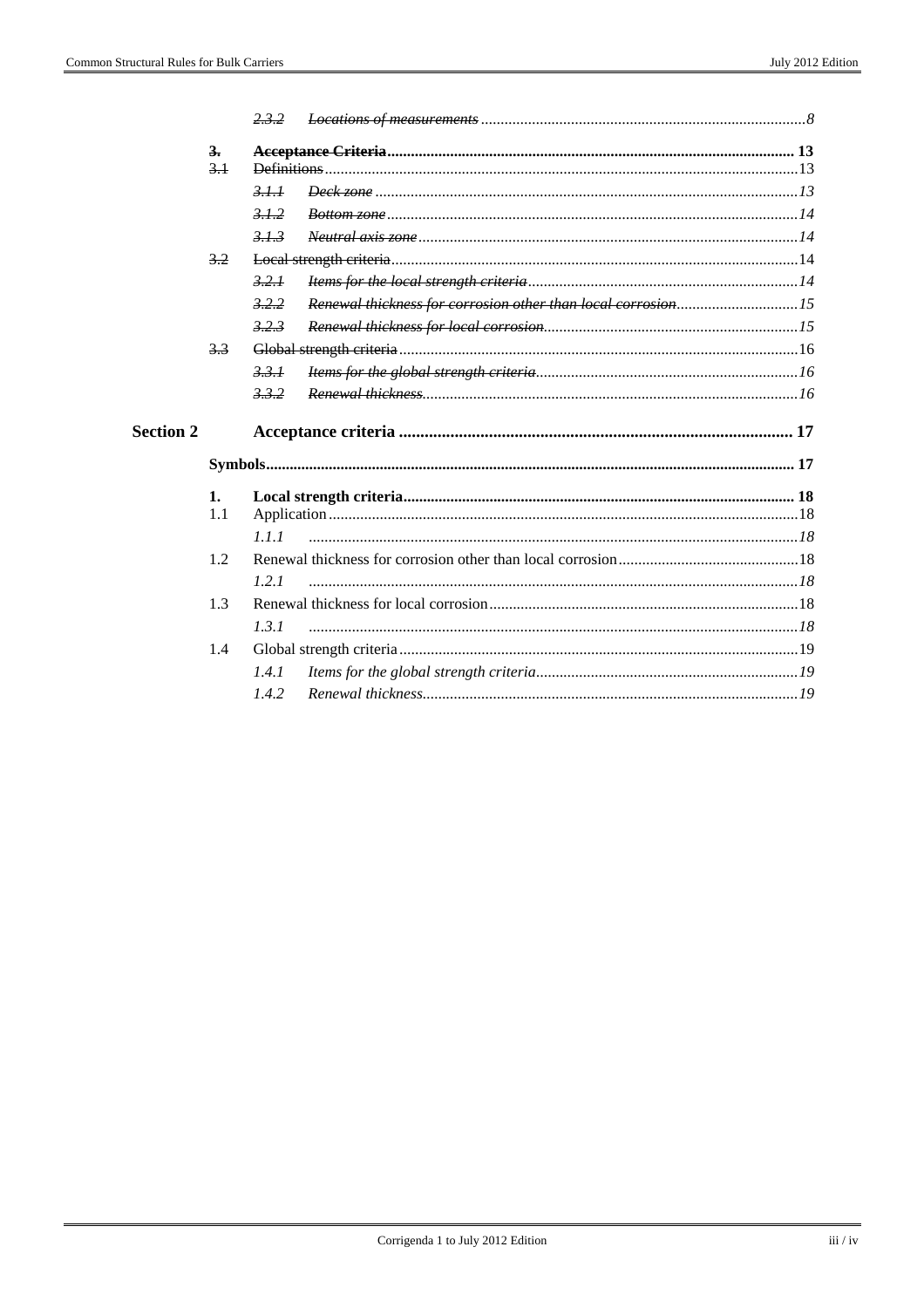~~*2.3.2 Locations of measurements ........ 8*~~

~~**3. Acceptance Criteria ........ 13**~~

~~3.1 Definitions ........ 13~~

~~*3.1.1 Deck zone ........ 13*~~

~~*3.1.2 Bottom zone ........ 14*~~

~~*3.1.3 Neutral axis zone ........ 14*~~

~~3.2 Local strength criteria ........ 14~~

~~*3.2.1 Items for the local strength criteria ........ 14*~~

~~*3.2.2 Renewal thickness for corrosion other than local corrosion ........ 15*~~

~~*3.2.3 Renewal thickness for local corrosion ........ 15*~~

~~3.3 Global strength criteria ........ 16~~

~~*3.3.1 Items for the global strength criteria ........ 16*~~

~~*3.3.2 Renewal thickness ........ 16*~~

**Section 2 Acceptance criteria ........ 17**

**Symbols ........ 17**

**1. Local strength criteria ........ 18**

1.1 Application ........ 18

*1.1.1 ........ 18*

1.2 Renewal thickness for corrosion other than local corrosion ........ 18

*1.2.1 ........ 18*

1.3 Renewal thickness for local corrosion ........ 18

*1.3.1 ........ 18*

1.4 Global strength criteria ........ 19

*1.4.1 Items for the global strength criteria ........ 19*

*1.4.2 Renewal thickness ........ 19*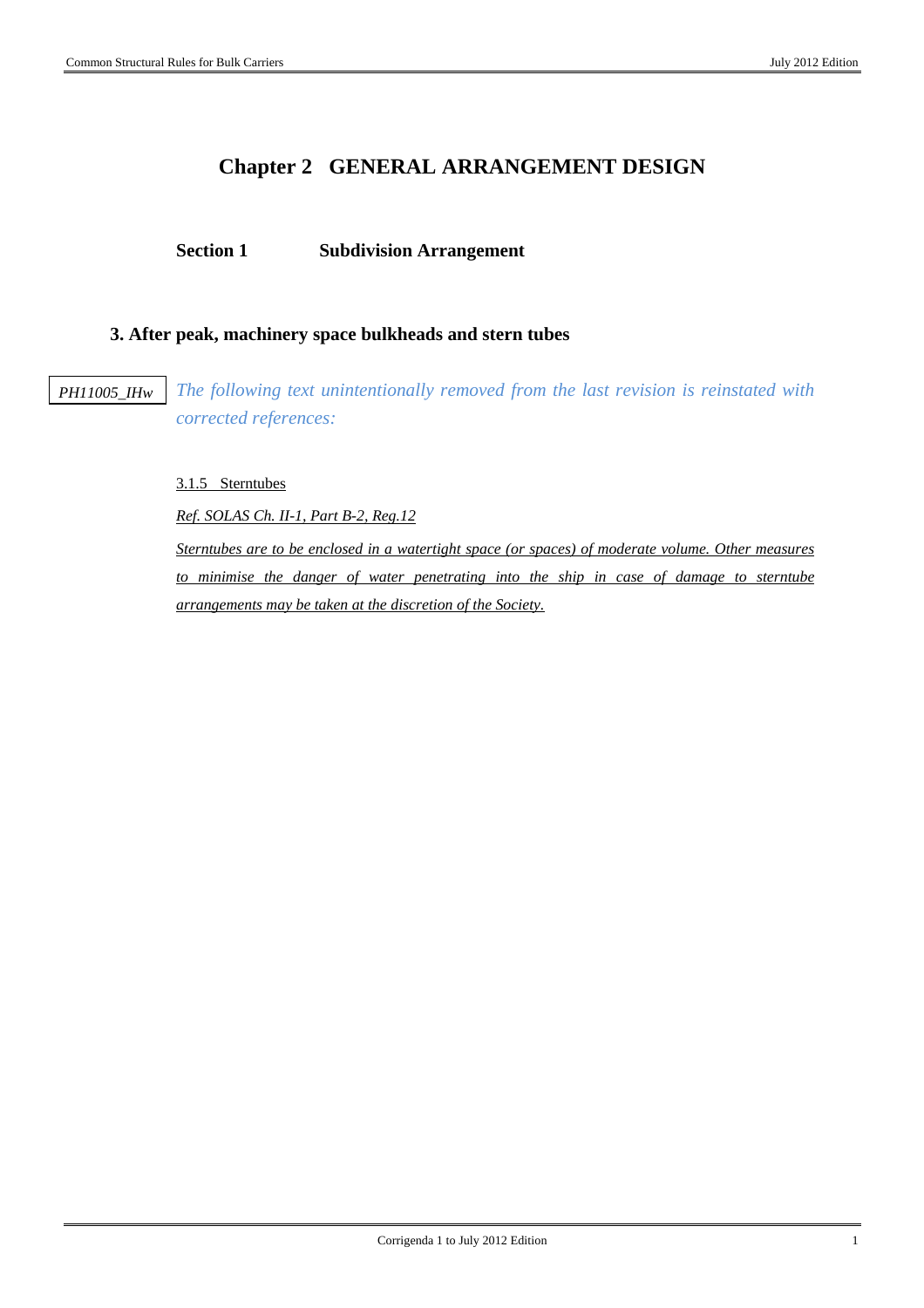# Chapter 2 GENERAL ARRANGEMENT DESIGN

## Section 1 Subdivision Arrangement

### 3. After peak, machinery space bulkheads and stern tubes

PH11005_IHw

*The following text unintentionally removed from the last revision is reinstated with corrected references:*

<u>3.1.5 Sterntubes</u>

*<u>Ref. SOLAS Ch. II-1, Part B-2, Reg.12</u>*

*<u>Sterntubes are to be enclosed in a watertight space (or spaces) of moderate volume. Other measures to minimise the danger of water penetrating into the ship in case of damage to sterntube arrangements may be taken at the discretion of the Society.</u>*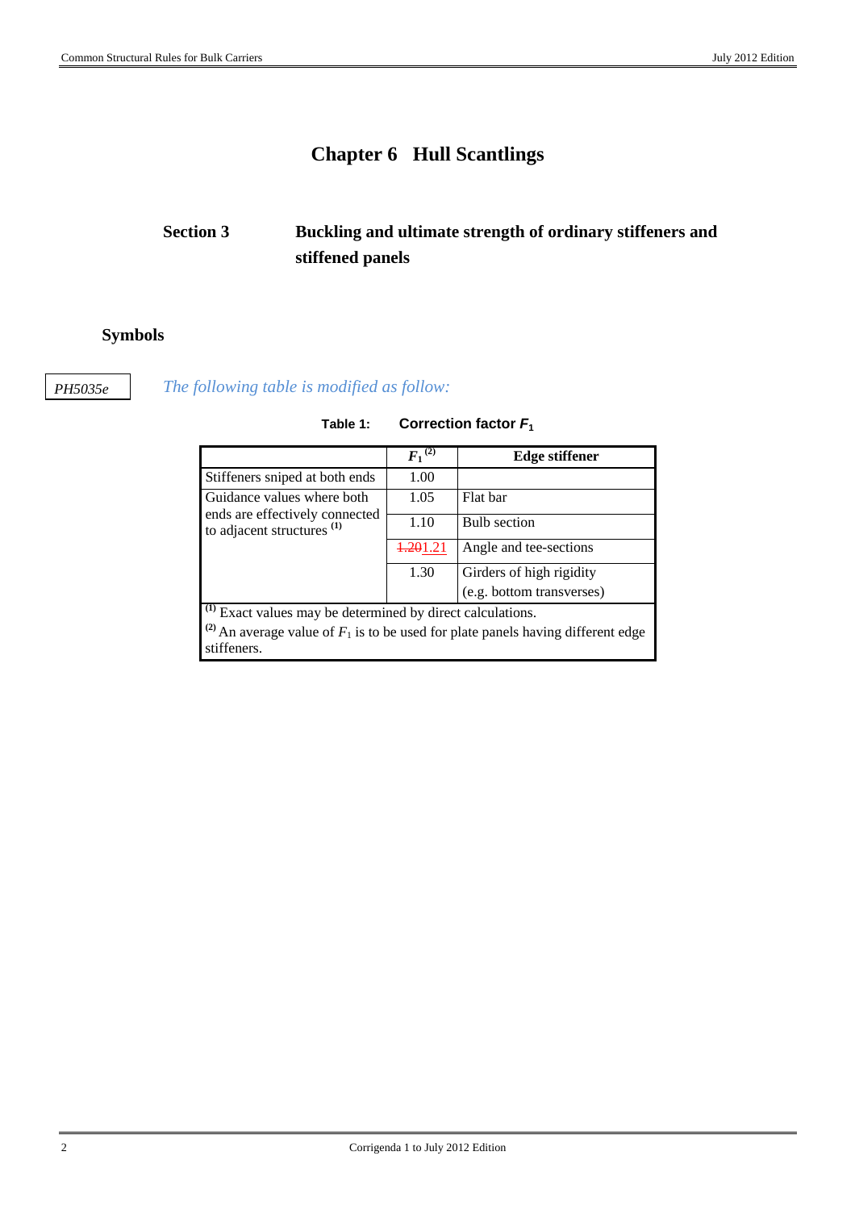# Chapter 6 Hull Scantlings

## Section 3 Buckling and ultimate strength of ordinary stiffeners and stiffened panels

### Symbols

*PH5035e*

*The following table is modified as follow:*

**Table 1: Correction factor $F_1$**

| | $F_1$ [(2)] | Edge stiffener |
|---|---|---|
| Stiffeners sniped at both ends | 1.00 | |
| Guidance values where both ends are effectively connected to adjacent structures [(1)] | 1.05 | Flat bar |
| | 1.10 | Bulb section |
| | ~~1.20~~1.21 | Angle and tee-sections |
| | 1.30 | Girders of high rigidity (e.g. bottom transverses) |

[(1)] Exact values may be determined by direct calculations.
[(2)] An average value of $F_1$ is to be used for plate panels having different edge stiffeners.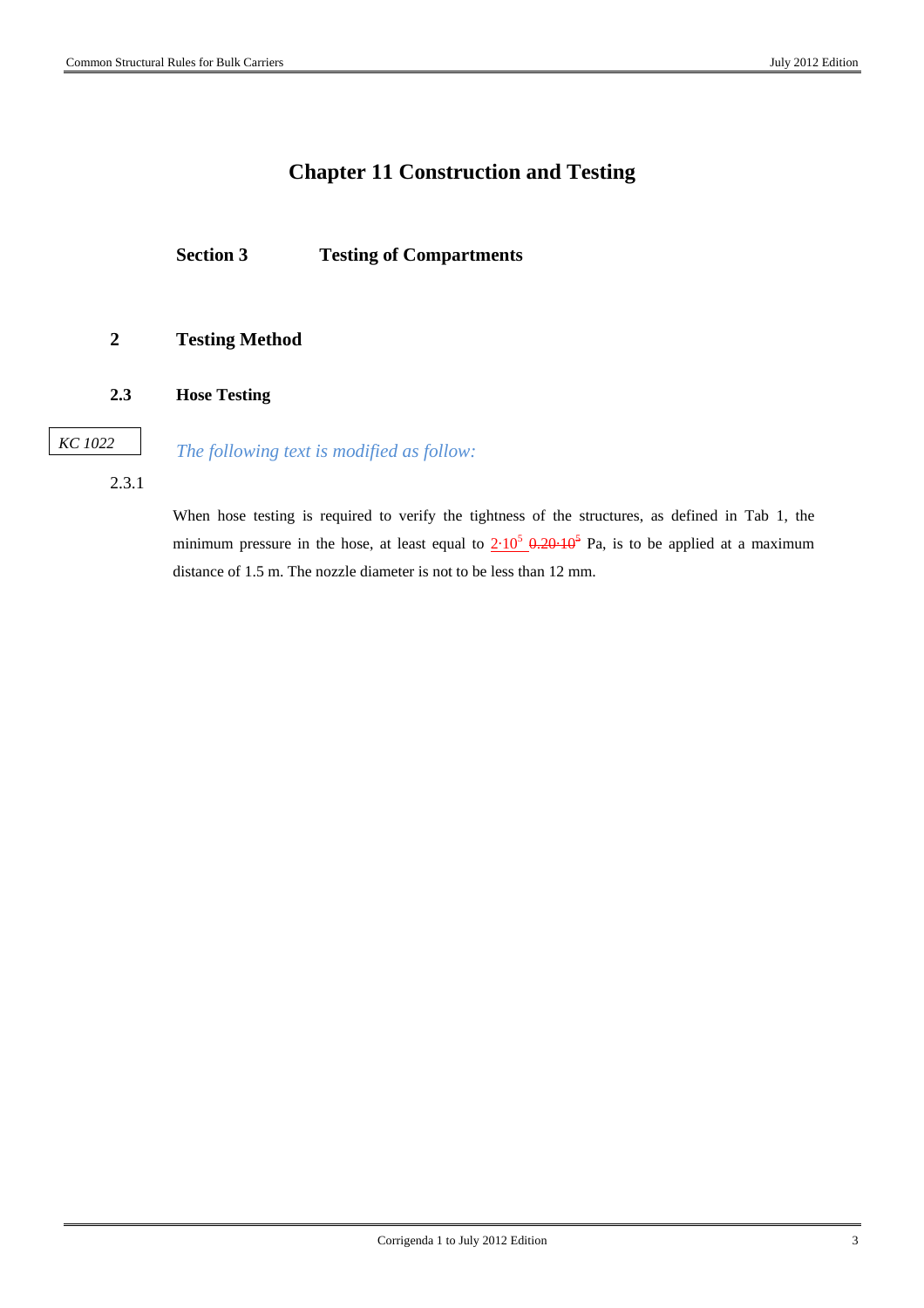# Chapter 11 Construction and Testing

## Section 3 Testing of Compartments

### 2 Testing Method

#### 2.3 Hose Testing

KC 1022

*The following text is modified as follow:*

2.3.1

When hose testing is required to verify the tightness of the structures, as defined in Tab 1, the minimum pressure in the hose, at least equal to $2 \cdot 10^5$ ~~$0.20 \cdot 10^5$~~ Pa, is to be applied at a maximum distance of 1.5 m. The nozzle diameter is not to be less than 12 mm.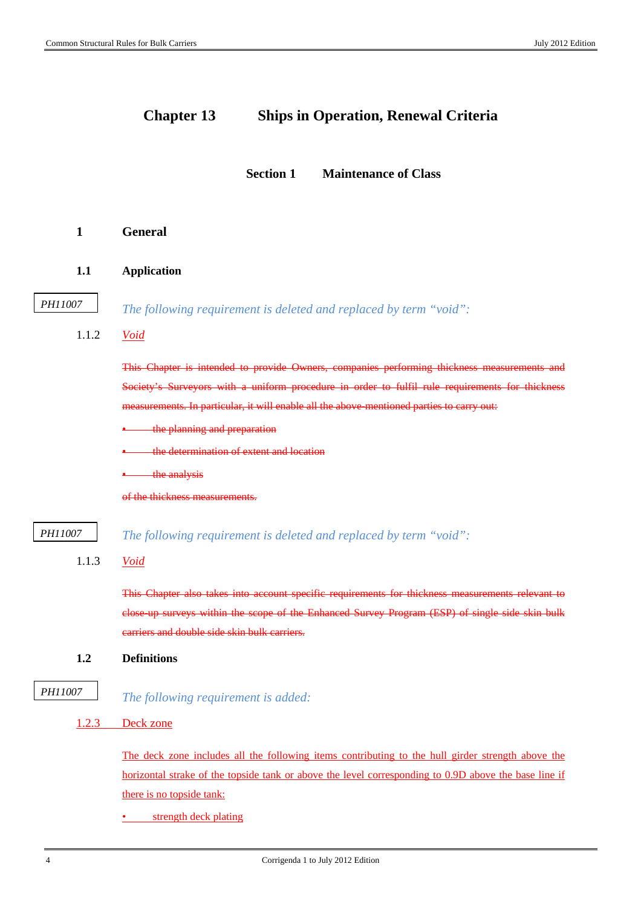# Chapter 13 Ships in Operation, Renewal Criteria

## Section 1 Maintenance of Class

### 1 General

#### 1.1 Application

PH11007

*The following requirement is deleted and replaced by term "void":*

1.1.2 Void

~~This Chapter is intended to provide Owners, companies performing thickness measurements and Society's Surveyors with a uniform procedure in order to fulfil rule requirements for thickness measurements. In particular, it will enable all the above-mentioned parties to carry out:~~

- ~~the planning and preparation~~
- ~~the determination of extent and location~~
- ~~the analysis~~

~~of the thickness measurements.~~

PH11007

*The following requirement is deleted and replaced by term "void":*

1.1.3 Void

~~This Chapter also takes into account specific requirements for thickness measurements relevant to close-up surveys within the scope of the Enhanced Survey Program (ESP) of single side skin bulk carriers and double side skin bulk carriers.~~

#### 1.2 Definitions

PH11007

*The following requirement is added:*

1.2.3 Deck zone

The deck zone includes all the following items contributing to the hull girder strength above the horizontal strake of the topside tank or above the level corresponding to 0.9D above the base line if there is no topside tank:

- strength deck plating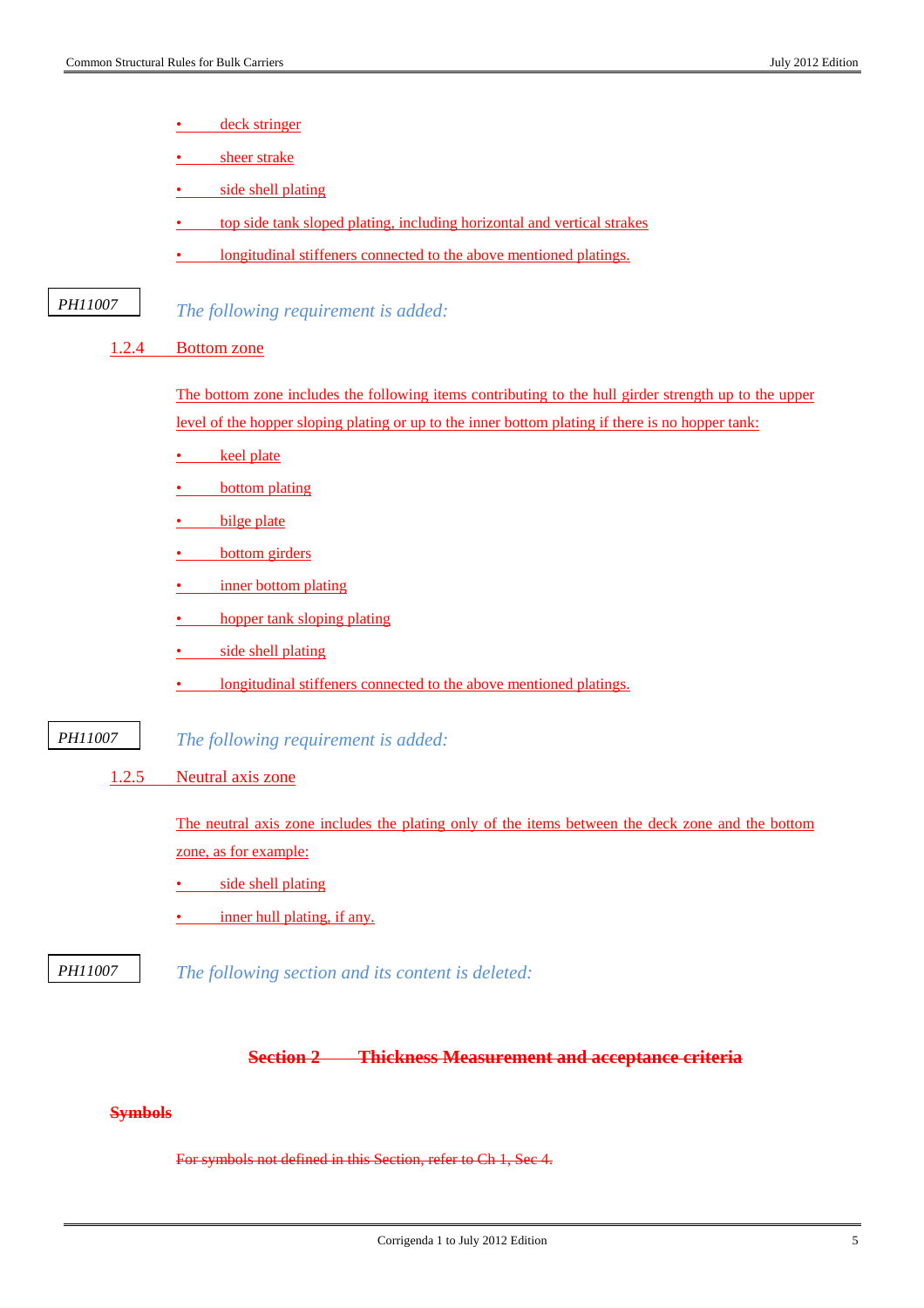- deck stringer
- sheer strake
- side shell plating
- top side tank sloped plating, including horizontal and vertical strakes
- longitudinal stiffeners connected to the above mentioned platings.

PH11007

*The following requirement is added:*

### 1.2.4 Bottom zone

The bottom zone includes the following items contributing to the hull girder strength up to the upper level of the hopper sloping plating or up to the inner bottom plating if there is no hopper tank:

- keel plate
- bottom plating
- bilge plate
- bottom girders
- inner bottom plating
- hopper tank sloping plating
- side shell plating
- longitudinal stiffeners connected to the above mentioned platings.

PH11007

*The following requirement is added:*

### 1.2.5 Neutral axis zone

The neutral axis zone includes the plating only of the items between the deck zone and the bottom zone, as for example:

- side shell plating
- inner hull plating, if any.

PH11007

*The following section and its content is deleted:*

## ~~Section 2 Thickness Measurement and acceptance criteria~~

**~~Symbols~~**

~~For symbols not defined in this Section, refer to Ch 1, Sec 4.~~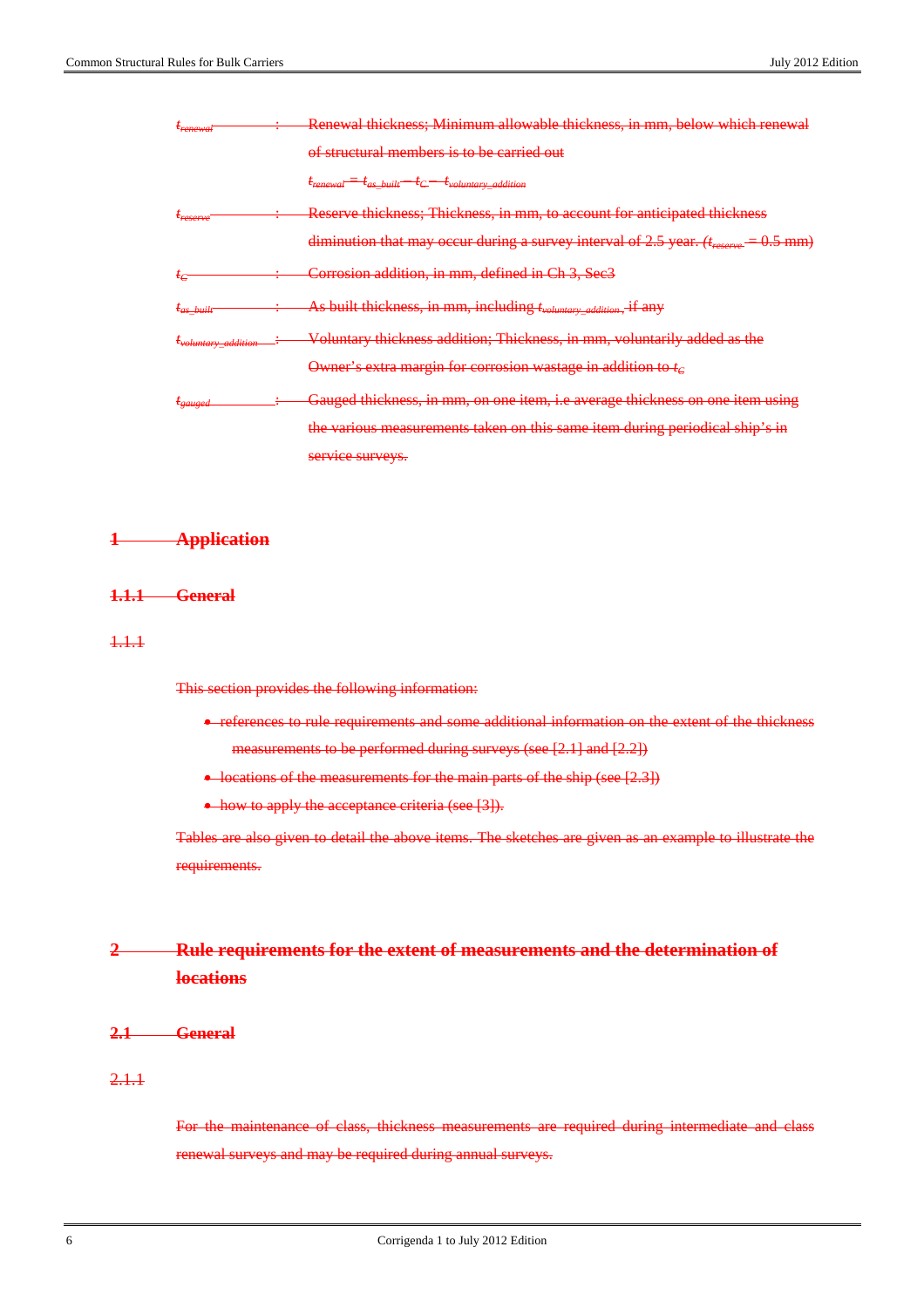$t_{renewal}$ : Renewal thickness; Minimum allowable thickness, in mm, below which renewal of structural members is to be carried out

$t_{renewal} = t_{as\_built} - t_C - t_{voluntary\_addition}$

$t_{reserve}$ : Reserve thickness; Thickness, in mm, to account for anticipated thickness diminution that may occur during a survey interval of 2.5 year. ($t_{reserve}$ = 0.5 mm)

$t_C$ : Corrosion addition, in mm, defined in Ch 3, Sec3

$t_{as\_built}$ : As built thickness, in mm, including $t_{voluntary\_addition}$ , if any

$t_{voluntary\_addition}$ : Voluntary thickness addition; Thickness, in mm, voluntarily added as the Owner's extra margin for corrosion wastage in addition to $t_C$

$t_{gauged}$ : Gauged thickness, in mm, on one item, i.e average thickness on one item using the various measurements taken on this same item during periodical ship's in service surveys.

# 1 Application

## 1.1.1 General

1.1.1

This section provides the following information:

- references to rule requirements and some additional information on the extent of the thickness measurements to be performed during surveys (see [2.1] and [2.2])
- locations of the measurements for the main parts of the ship (see [2.3])
- how to apply the acceptance criteria (see [3]).

Tables are also given to detail the above items. The sketches are given as an example to illustrate the requirements.

# 2 Rule requirements for the extent of measurements and the determination of locations

## 2.1 General

2.1.1

For the maintenance of class, thickness measurements are required during intermediate and class renewal surveys and may be required during annual surveys.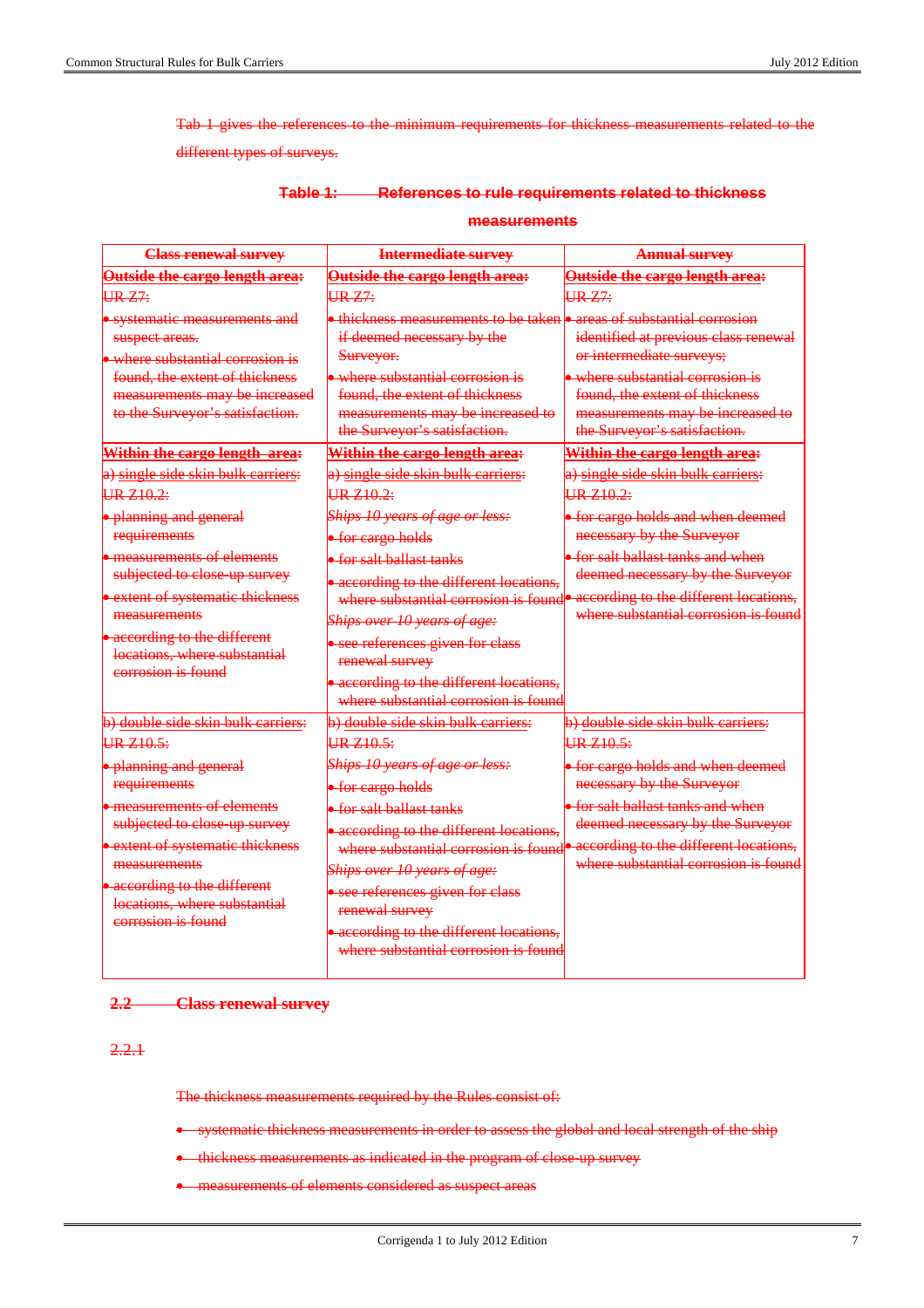Tab 1 gives the references to the minimum requirements for thickness measurements related to the different types of surveys.

**Table 1: References to rule requirements related to thickness measurements**

| **Class renewal survey** | **Intermediate survey** | **Annual survey** |
|---|---|---|
| **Outside the cargo length area:**<br>UR Z7:<br>• systematic measurements and suspect areas.<br>• where substantial corrosion is found, the extent of thickness measurements may be increased to the Surveyor's satisfaction. | **Outside the cargo length area:**<br>UR Z7:<br>• thickness measurements to be taken if deemed necessary by the Surveyor.<br>• where substantial corrosion is found, the extent of thickness measurements may be increased to the Surveyor's satisfaction. | **Outside the cargo length area:**<br>UR Z7:<br>• areas of substantial corrosion identified at previous class renewal or intermediate surveys;<br>• where substantial corrosion is found, the extent of thickness measurements may be increased to the Surveyor's satisfaction. |
| **Within the cargo length area:**<br>a) single side skin bulk carriers:<br>UR Z10.2:<br>• planning and general requirements<br>• measurements of elements subjected to close-up survey<br>• extent of systematic thickness measurements<br>• according to the different locations, where substantial corrosion is found | **Within the cargo length area:**<br>a) single side skin bulk carriers:<br>UR Z10.2:<br>*Ships 10 years of age or less:*<br>• for cargo holds<br>• for salt ballast tanks<br>• according to the different locations, where substantial corrosion is found<br>*Ships over 10 years of age:*<br>• see references given for class renewal survey<br>• according to the different locations, where substantial corrosion is found | **Within the cargo length area:**<br>a) single side skin bulk carriers:<br>UR Z10.2:<br>• for cargo holds and when deemed necessary by the Surveyor<br>• for salt ballast tanks and when deemed necessary by the Surveyor<br>• according to the different locations, where substantial corrosion is found |
| b) double side skin bulk carriers:<br>UR Z10.5:<br>• planning and general requirements<br>• measurements of elements subjected to close-up survey<br>• extent of systematic thickness measurements<br>• according to the different locations, where substantial corrosion is found | b) double side skin bulk carriers:<br>UR Z10.5:<br>*Ships 10 years of age or less:*<br>• for cargo holds<br>• for salt ballast tanks<br>• according to the different locations, where substantial corrosion is found<br>*Ships over 10 years of age:*<br>• see references given for class renewal survey<br>• according to the different locations, where substantial corrosion is found | b) double side skin bulk carriers:<br>UR Z10.5:<br>• for cargo holds and when deemed necessary by the Surveyor<br>• for salt ballast tanks and when deemed necessary by the Surveyor<br>• according to the different locations, where substantial corrosion is found |

## 2.2 Class renewal survey

### 2.2.1

The thickness measurements required by the Rules consist of:

- systematic thickness measurements in order to assess the global and local strength of the ship
- thickness measurements as indicated in the program of close-up survey
- measurements of elements considered as suspect areas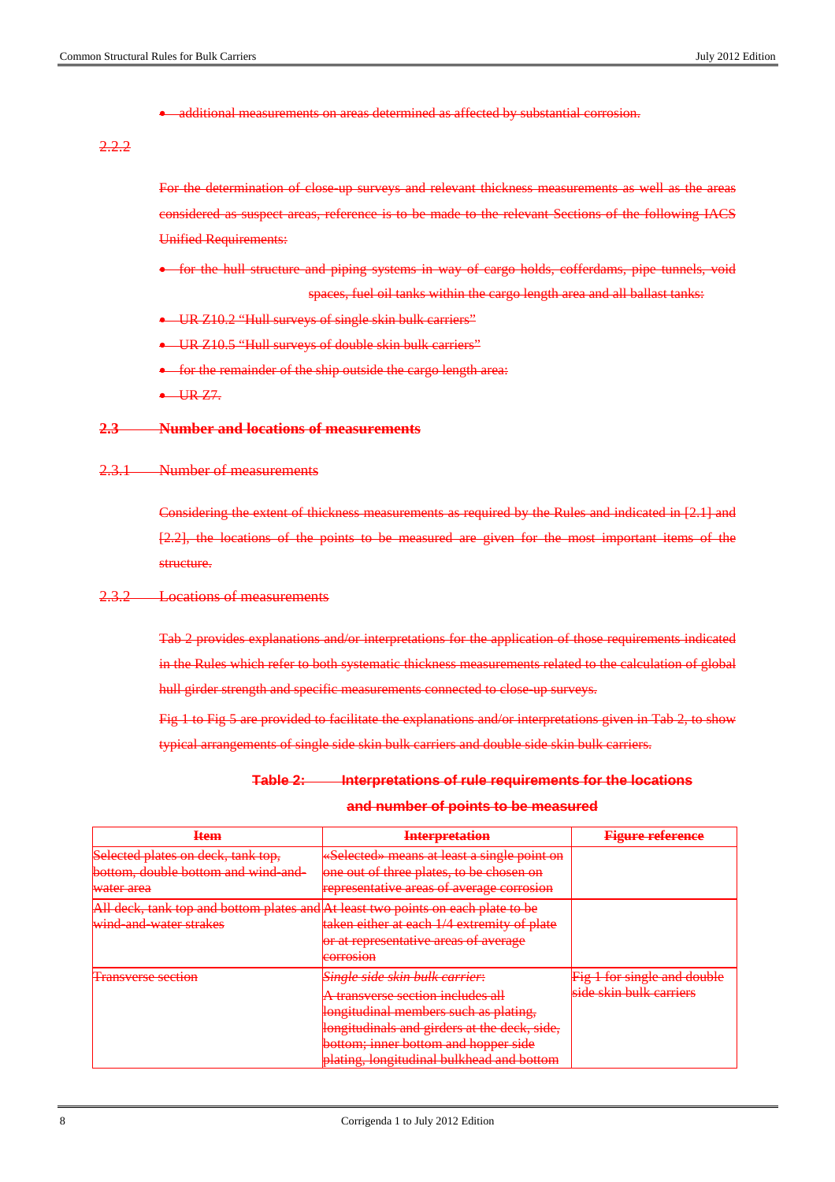- additional measurements on areas determined as affected by substantial corrosion.

2.2.2

For the determination of close-up surveys and relevant thickness measurements as well as the areas considered as suspect areas, reference is to be made to the relevant Sections of the following IACS Unified Requirements:

- for the hull structure and piping systems in way of cargo holds, cofferdams, pipe tunnels, void spaces, fuel oil tanks within the cargo length area and all ballast tanks:
- UR Z10.2 "Hull surveys of single skin bulk carriers"
- UR Z10.5 "Hull surveys of double skin bulk carriers"
- for the remainder of the ship outside the cargo length area:
- UR Z7.

## 2.3 Number and locations of measurements

### 2.3.1 Number of measurements

Considering the extent of thickness measurements as required by the Rules and indicated in [2.1] and [2.2], the locations of the points to be measured are given for the most important items of the structure.

### 2.3.2 Locations of measurements

Tab 2 provides explanations and/or interpretations for the application of those requirements indicated in the Rules which refer to both systematic thickness measurements related to the calculation of global hull girder strength and specific measurements connected to close-up surveys.

Fig 1 to Fig 5 are provided to facilitate the explanations and/or interpretations given in Tab 2, to show typical arrangements of single side skin bulk carriers and double side skin bulk carriers.

**Table 2: Interpretations of rule requirements for the locations and number of points to be measured**

| Item | Interpretation | Figure reference |
|---|---|---|
| Selected plates on deck, tank top, bottom, double bottom and wind-and-water area | «Selected» means at least a single point on one out of three plates, to be chosen on representative areas of average corrosion | |
| All deck, tank top and bottom plates and wind-and-water strakes | At least two points on each plate to be taken either at each 1/4 extremity of plate or at representative areas of average corrosion | |
| Transverse section | *Single side skin bulk carrier:* A transverse section includes all longitudinal members such as plating, longitudinals and girders at the deck, side, bottom; inner bottom and hopper side plating, longitudinal bulkhead and bottom | Fig 1 for single and double side skin bulk carriers |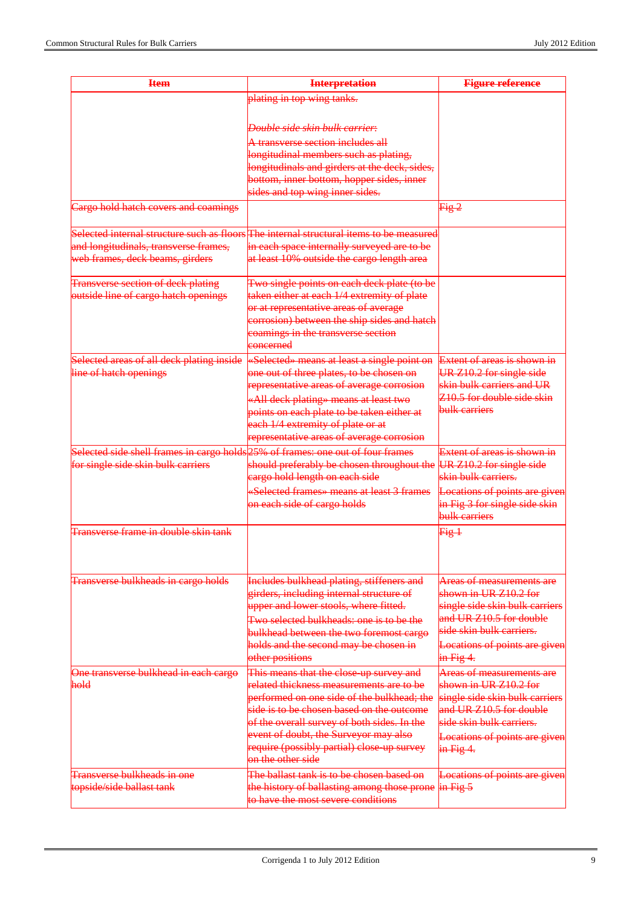| Item | Interpretation | Figure reference |
|---|---|---|
| | plating in top wing tanks.<br><br>*Double side skin bulk carrier*:<br>A transverse section includes all longitudinal members such as plating, longitudinals and girders at the deck, sides, bottom, inner bottom, hopper sides, inner sides and top wing inner sides. | |
| Cargo hold hatch covers and coamings | | Fig 2 |
| Selected internal structure such as floors and longitudinals, transverse frames, web frames, deck beams, girders | The internal structural items to be measured in each space internally surveyed are to be at least 10% outside the cargo length area | |
| Transverse section of deck plating outside line of cargo hatch openings | Two single points on each deck plate (to be taken either at each 1/4 extremity of plate or at representative areas of average corrosion) between the ship sides and hatch coamings in the transverse section concerned | |
| Selected areas of all deck plating inside line of hatch openings | «Selected» means at least a single point on one out of three plates, to be chosen on representative areas of average corrosion<br>«All deck plating» means at least two points on each plate to be taken either at each 1/4 extremity of plate or at representative areas of average corrosion | Extent of areas is shown in UR Z10.2 for single side skin bulk carriers and UR Z10.5 for double side skin bulk carriers |
| Selected side shell frames in cargo holds for single side skin bulk carriers | 25% of frames: one out of four frames should preferably be chosen throughout the cargo hold length on each side<br>«Selected frames» means at least 3 frames on each side of cargo holds | Extent of areas is shown in UR Z10.2 for single side skin bulk carriers.<br>Locations of points are given in Fig 3 for single side skin bulk carriers |
| Transverse frame in double skin tank | | Fig 1 |
| Transverse bulkheads in cargo holds | Includes bulkhead plating, stiffeners and girders, including internal structure of upper and lower stools, where fitted.<br>Two selected bulkheads: one is to be the bulkhead between the two foremost cargo holds and the second may be chosen in other positions | Areas of measurements are shown in UR Z10.2 for single side skin bulk carriers and UR Z10.5 for double side skin bulk carriers.<br>Locations of points are given in Fig 4. |
| One transverse bulkhead in each cargo hold | This means that the close-up survey and related thickness measurements are to be performed on one side of the bulkhead; the side is to be chosen based on the outcome of the overall survey of both sides. In the event of doubt, the Surveyor may also require (possibly partial) close-up survey on the other side | Areas of measurements are shown in UR Z10.2 for single side skin bulk carriers and UR Z10.5 for double side skin bulk carriers.<br>Locations of points are given in Fig 4. |
| Transverse bulkheads in one topside/side ballast tank | The ballast tank is to be chosen based on the history of ballasting among those prone to have the most severe conditions | Locations of points are given in Fig 5 |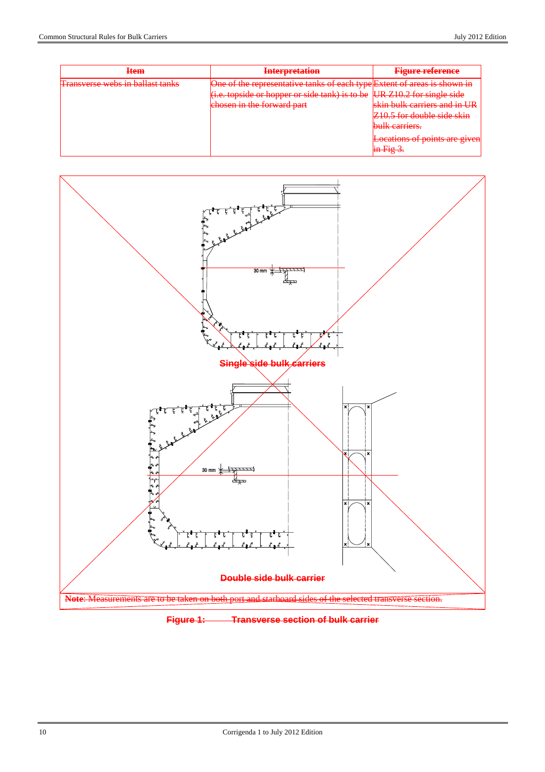| Item | Interpretation | Figure reference |
|---|---|---|
| Transverse webs in ballast tanks | One of the representative tanks of each type (i.e. topside or hopper or side tank) is to be chosen in the forward part | Extent of areas is shown in UR Z10.2 for single side skin bulk carriers and in UR Z10.5 for double side skin bulk carriers.<br>Locations of points are given in Fig 3. |

Single side bulk carriers

Double side bulk carrier

**Note**: Measurements are to be taken on both port and starboard sides of the selected transverse section.

**Figure 1: Transverse section of bulk carrier**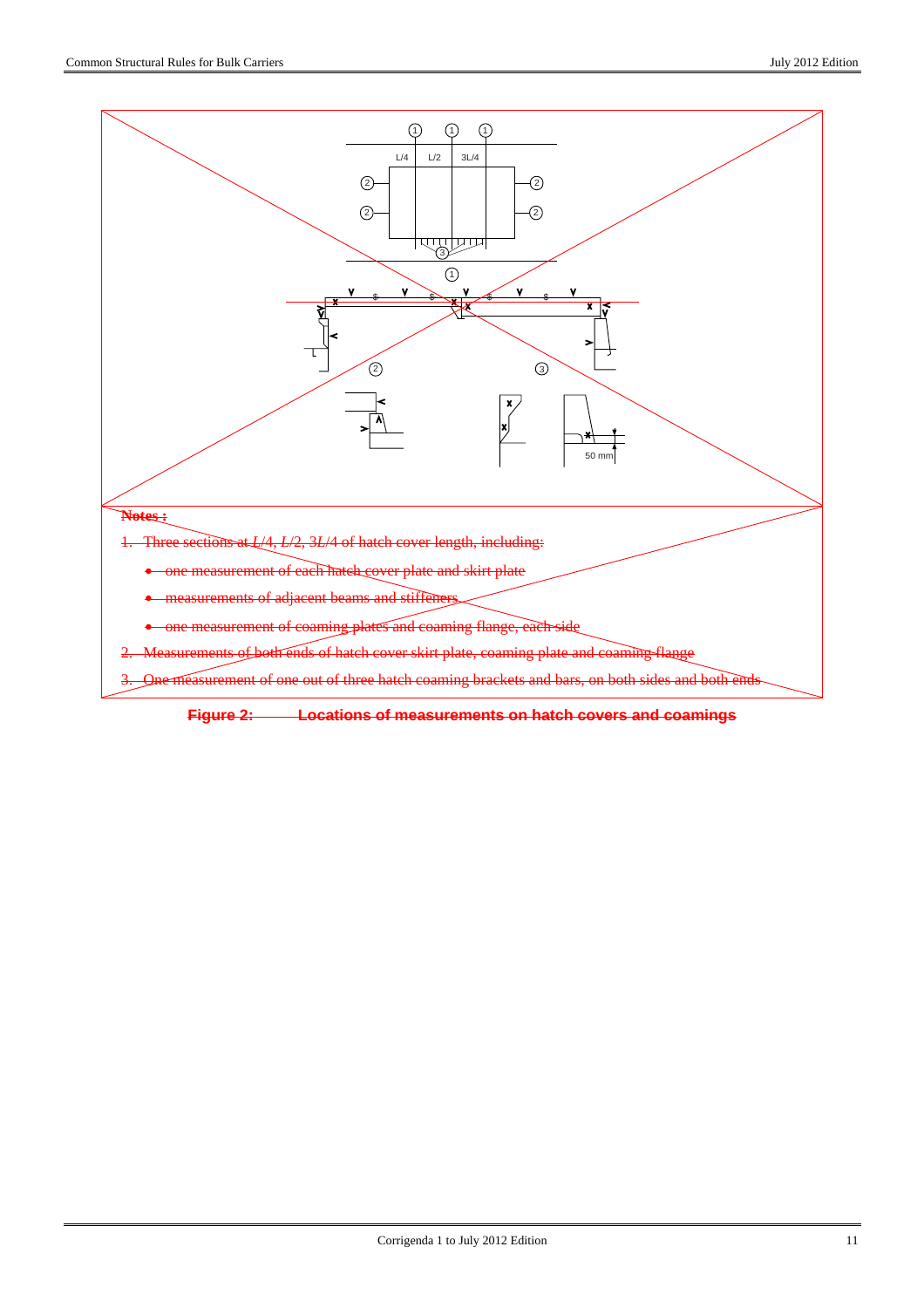Notes :

1. Three sections at $L/4$, $L/2$, $3L/4$ of hatch cover length, including:
   - one measurement of each hatch cover plate and skirt plate
   - measurements of adjacent beams and stiffeners
   - one measurement of coaming plates and coaming flange, each side
2. Measurements of both ends of hatch cover skirt plate, coaming plate and coaming flange
3. One measurement of one out of three hatch coaming brackets and bars, on both sides and both ends

**Figure 2: Locations of measurements on hatch covers and coamings**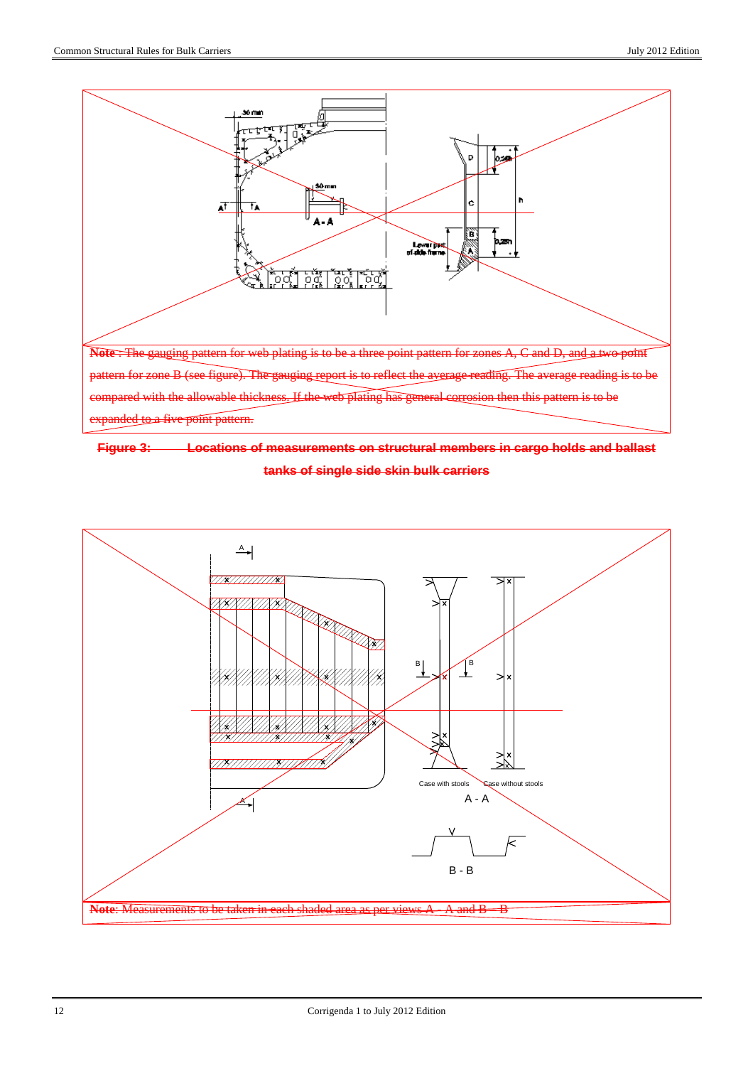**Note** : The gauging pattern for web plating is to be a three point pattern for zones A, C and D, and a two point pattern for zone B (see figure). The gauging report is to reflect the average reading. The average reading is to be compared with the allowable thickness. If the web plating has general corrosion then this pattern is to be expanded to a five point pattern.

**Figure 3: Locations of measurements on structural members in cargo holds and ballast tanks of single side skin bulk carriers**

**Note**: Measurements to be taken in each shaded area as per views A - A and B – B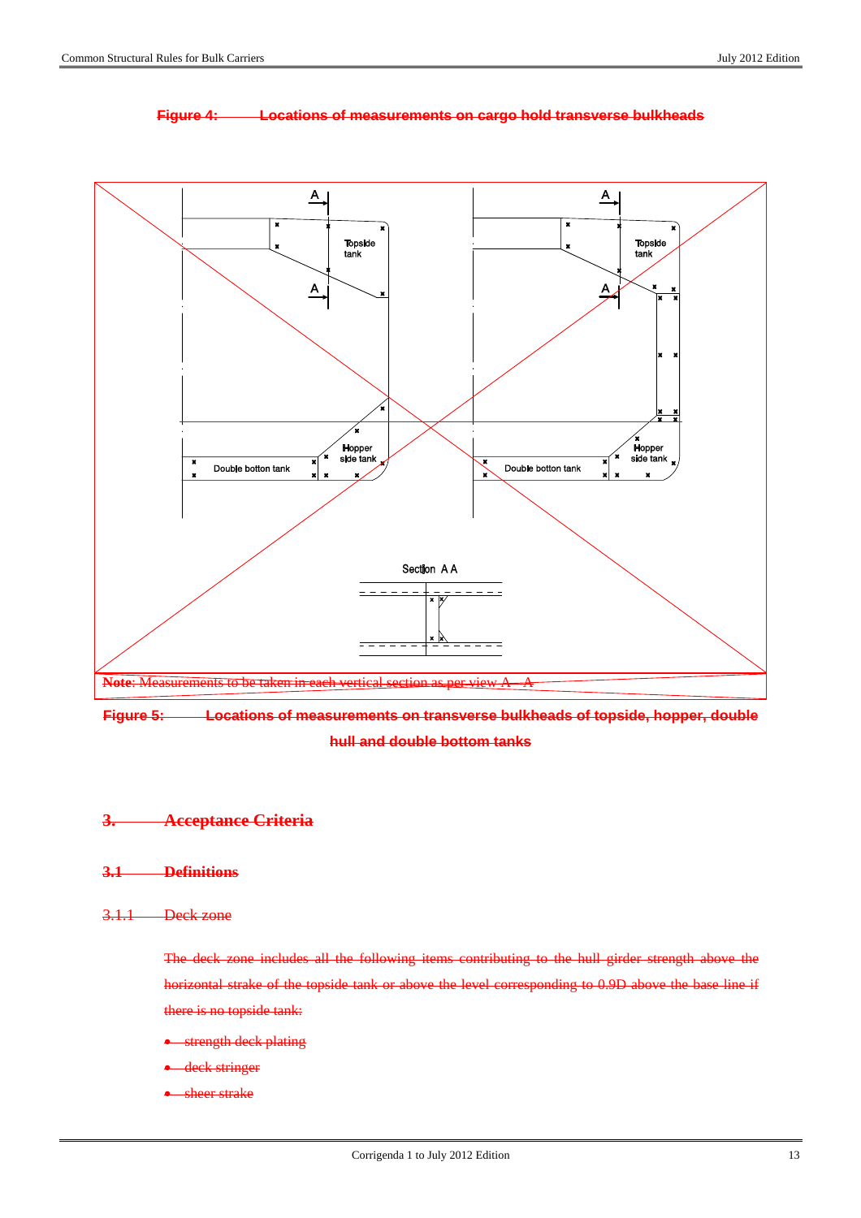**Figure 4: Locations of measurements on cargo hold transverse bulkheads**

Topside tank

Topside tank

Hopper side tank

Double botton tank

Hopper side tank

Double botton tank

Section A A

**Note**: Measurements to be taken in each vertical section as per view A – A

**Figure 5: Locations of measurements on transverse bulkheads of topside, hopper, double hull and double bottom tanks**

# 3. Acceptance Criteria

## 3.1 Definitions

### 3.1.1 Deck zone

The deck zone includes all the following items contributing to the hull girder strength above the horizontal strake of the topside tank or above the level corresponding to 0.9D above the base line if there is no topside tank:

- strength deck plating
- deck stringer
- sheer strake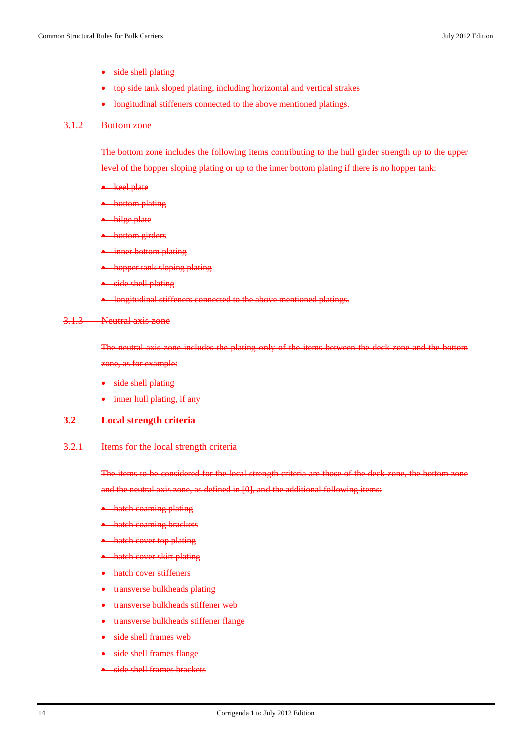- ~~side shell plating~~
- ~~top side tank sloped plating, including horizontal and vertical strakes~~
- ~~longitudinal stiffeners connected to the above mentioned platings.~~

### ~~3.1.2 Bottom zone~~

~~The bottom zone includes the following items contributing to the hull girder strength up to the upper level of the hopper sloping plating or up to the inner bottom plating if there is no hopper tank:~~

- ~~keel plate~~
- ~~bottom plating~~
- ~~bilge plate~~
- ~~bottom girders~~
- ~~inner bottom plating~~
- ~~hopper tank sloping plating~~
- ~~side shell plating~~
- ~~longitudinal stiffeners connected to the above mentioned platings.~~

### ~~3.1.3 Neutral axis zone~~

~~The neutral axis zone includes the plating only of the items between the deck zone and the bottom zone, as for example:~~

- ~~side shell plating~~
- ~~inner hull plating, if any~~

## ~~**3.2 Local strength criteria**~~

### ~~3.2.1 Items for the local strength criteria~~

~~The items to be considered for the local strength criteria are those of the deck zone, the bottom zone and the neutral axis zone, as defined in [0], and the additional following items:~~

- ~~hatch coaming plating~~
- ~~hatch coaming brackets~~
- ~~hatch cover top plating~~
- ~~hatch cover skirt plating~~
- ~~hatch cover stiffeners~~
- ~~transverse bulkheads plating~~
- ~~transverse bulkheads stiffener web~~
- ~~transverse bulkheads stiffener flange~~
- ~~side shell frames web~~
- ~~side shell frames flange~~
- ~~side shell frames brackets~~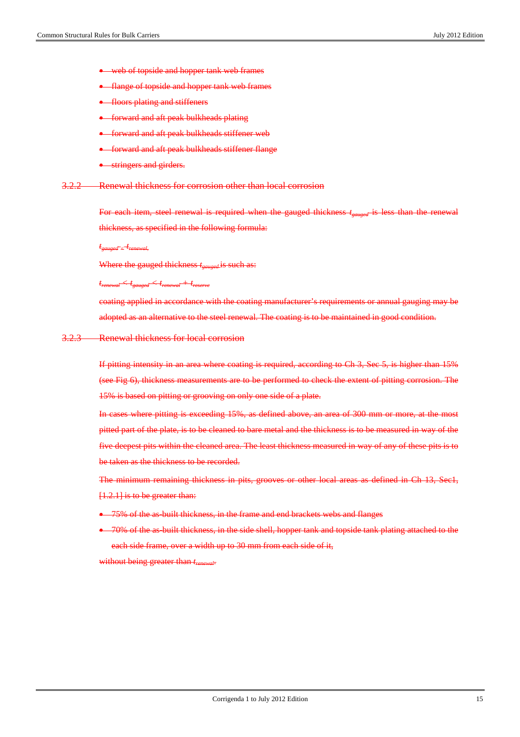- web of topside and hopper tank web frames
- flange of topside and hopper tank web frames
- floors plating and stiffeners
- forward and aft peak bulkheads plating
- forward and aft peak bulkheads stiffener web
- forward and aft peak bulkheads stiffener flange
- stringers and girders.

### 3.2.2 Renewal thickness for corrosion other than local corrosion

For each item, steel renewal is required when the gauged thickness $t_{gauged}$ is less than the renewal thickness, as specified in the following formula:

$t_{gauged} \le t_{renewal}$

Where the gauged thickness $t_{gauged}$ is such as:

$t_{renewal} < t_{gauged} < t_{renewal} + t_{reserve}$

coating applied in accordance with the coating manufacturer's requirements or annual gauging may be adopted as an alternative to the steel renewal. The coating is to be maintained in good condition.

### 3.2.3 Renewal thickness for local corrosion

If pitting intensity in an area where coating is required, according to Ch 3, Sec 5, is higher than 15% (see Fig 6), thickness measurements are to be performed to check the extent of pitting corrosion. The 15% is based on pitting or grooving on only one side of a plate.

In cases where pitting is exceeding 15%, as defined above, an area of 300 mm or more, at the most pitted part of the plate, is to be cleaned to bare metal and the thickness is to be measured in way of the five deepest pits within the cleaned area. The least thickness measured in way of any of these pits is to be taken as the thickness to be recorded.

The minimum remaining thickness in pits, grooves or other local areas as defined in Ch 13, Sec1, [1.2.1] is to be greater than:

- 75% of the as-built thickness, in the frame and end brackets webs and flanges
- 70% of the as-built thickness, in the side shell, hopper tank and topside tank plating attached to the each side frame, over a width up to 30 mm from each side of it,

without being greater than $t_{renewal}$.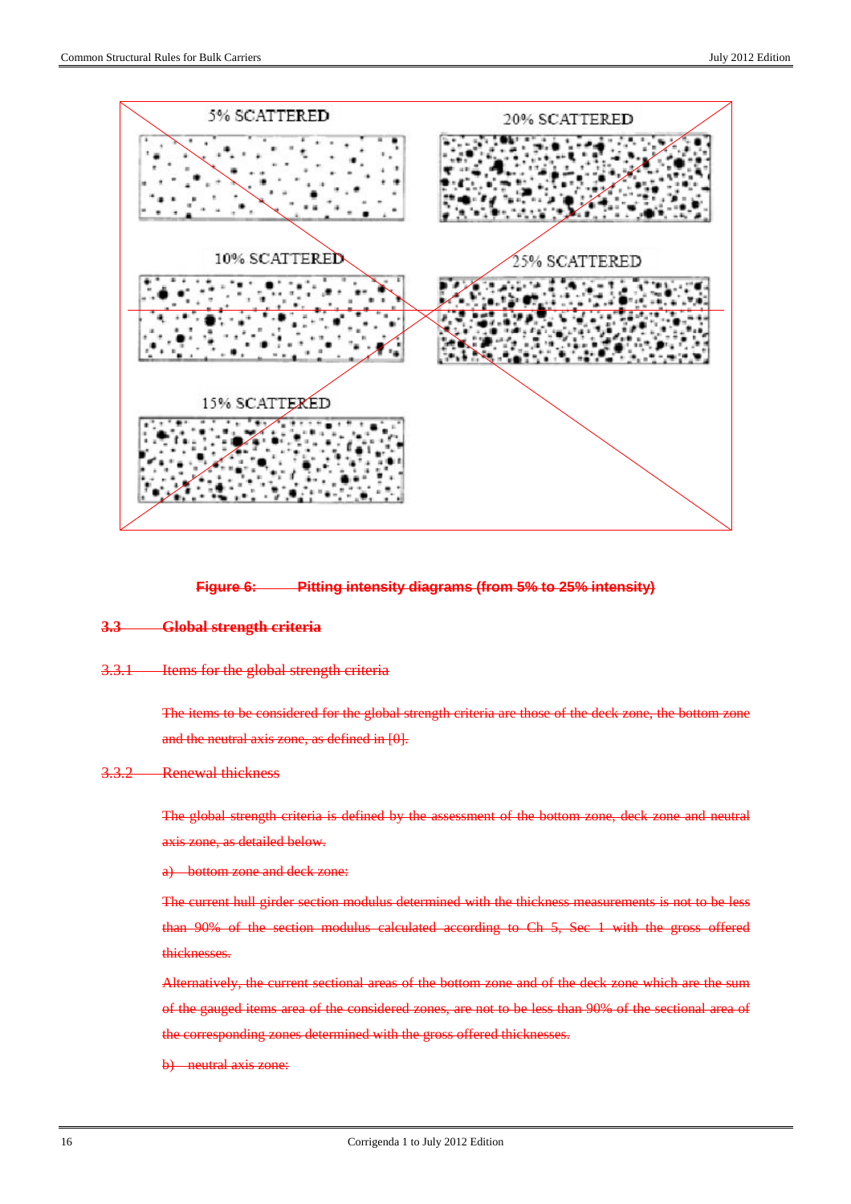5% SCATTERED

20% SCATTERED

10% SCATTERED

25% SCATTERED

15% SCATTERED

**Figure 6: Pitting intensity diagrams (from 5% to 25% intensity)**

## 3.3 Global strength criteria

### 3.3.1 Items for the global strength criteria

The items to be considered for the global strength criteria are those of the deck zone, the bottom zone and the neutral axis zone, as defined in [0].

### 3.3.2 Renewal thickness

The global strength criteria is defined by the assessment of the bottom zone, deck zone and neutral axis zone, as detailed below.

a) bottom zone and deck zone:

The current hull girder section modulus determined with the thickness measurements is not to be less than 90% of the section modulus calculated according to Ch 5, Sec 1 with the gross offered thicknesses.

Alternatively, the current sectional areas of the bottom zone and of the deck zone which are the sum of the gauged items area of the considered zones, are not to be less than 90% of the sectional area of the corresponding zones determined with the gross offered thicknesses.

b) neutral axis zone: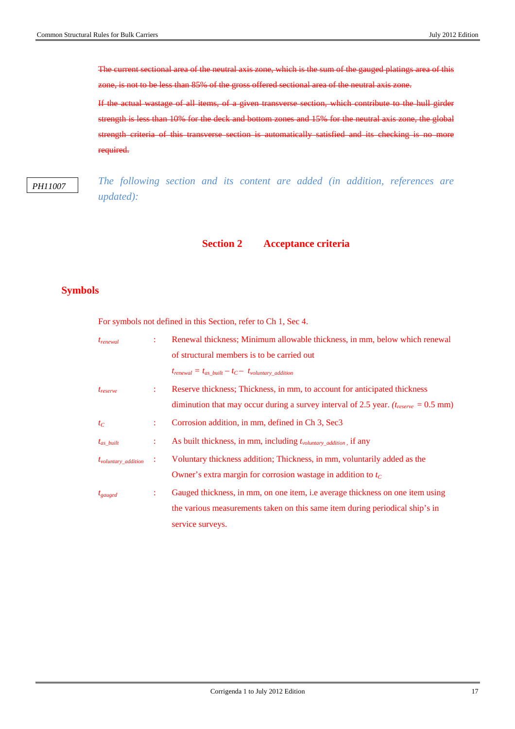~~The current sectional area of the neutral axis zone, which is the sum of the gauged platings area of this zone, is not to be less than 85% of the gross offered sectional area of the neutral axis zone.~~

~~If the actual wastage of all items, of a given transverse section, which contribute to the hull girder strength is less than 10% for the deck and bottom zones and 15% for the neutral axis zone, the global strength criteria of this transverse section is automatically satisfied and its checking is no more required.~~

PH11007

*The following section and its content are added (in addition, references are updated):*

# Section 2 Acceptance criteria

## Symbols

For symbols not defined in this Section, refer to Ch 1, Sec 4.

$t_{renewal}$ : Renewal thickness; Minimum allowable thickness, in mm, below which renewal of structural members is to be carried out

$t_{renewal} = t_{as\_built} - t_C - t_{voluntary\_addition}$

$t_{reserve}$ : Reserve thickness; Thickness, in mm, to account for anticipated thickness diminution that may occur during a survey interval of 2.5 year. ($t_{reserve} = 0.5$ mm)

$t_C$ : Corrosion addition, in mm, defined in Ch 3, Sec3

$t_{as\_built}$ : As built thickness, in mm, including $t_{voluntary\_addition}$, if any

$t_{voluntary\_addition}$ : Voluntary thickness addition; Thickness, in mm, voluntarily added as the Owner's extra margin for corrosion wastage in addition to $t_C$

$t_{gauged}$ : Gauged thickness, in mm, on one item, i.e average thickness on one item using the various measurements taken on this same item during periodical ship's in service surveys.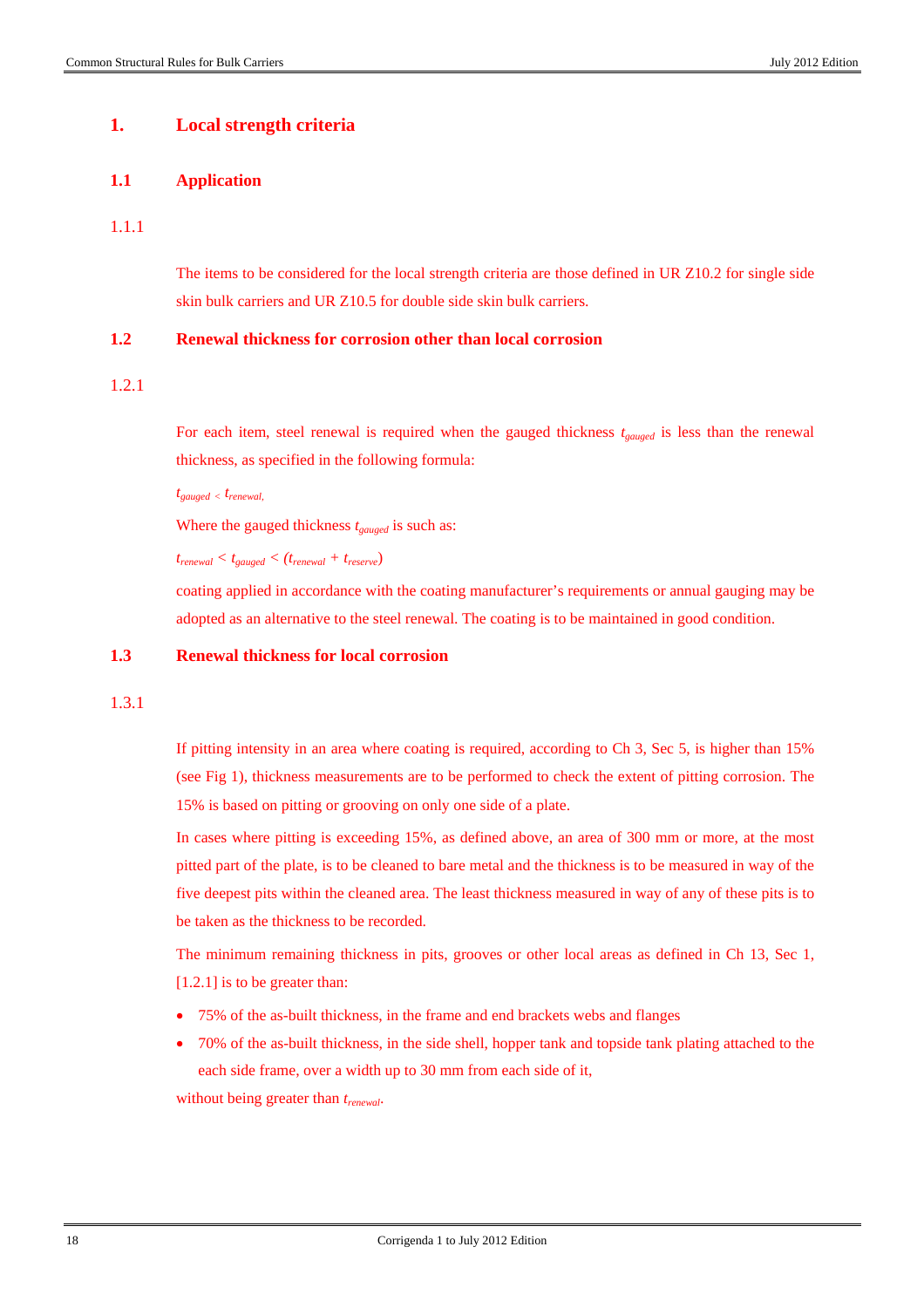# 1. Local strength criteria

## 1.1 Application

### 1.1.1

The items to be considered for the local strength criteria are those defined in UR Z10.2 for single side skin bulk carriers and UR Z10.5 for double side skin bulk carriers.

## 1.2 Renewal thickness for corrosion other than local corrosion

### 1.2.1

For each item, steel renewal is required when the gauged thickness $t_{gauged}$ is less than the renewal thickness, as specified in the following formula:

$t_{gauged} < t_{renewal,}$

Where the gauged thickness $t_{gauged}$ is such as:

$t_{renewal} < t_{gauged} < (t_{renewal} + t_{reserve})$

coating applied in accordance with the coating manufacturer's requirements or annual gauging may be adopted as an alternative to the steel renewal. The coating is to be maintained in good condition.

## 1.3 Renewal thickness for local corrosion

### 1.3.1

If pitting intensity in an area where coating is required, according to Ch 3, Sec 5, is higher than 15% (see Fig 1), thickness measurements are to be performed to check the extent of pitting corrosion. The 15% is based on pitting or grooving on only one side of a plate.

In cases where pitting is exceeding 15%, as defined above, an area of 300 mm or more, at the most pitted part of the plate, is to be cleaned to bare metal and the thickness is to be measured in way of the five deepest pits within the cleaned area. The least thickness measured in way of any of these pits is to be taken as the thickness to be recorded.

The minimum remaining thickness in pits, grooves or other local areas as defined in Ch 13, Sec 1, [1.2.1] is to be greater than:

- 75% of the as-built thickness, in the frame and end brackets webs and flanges
- 70% of the as-built thickness, in the side shell, hopper tank and topside tank plating attached to the each side frame, over a width up to 30 mm from each side of it,

without being greater than $t_{renewal}$.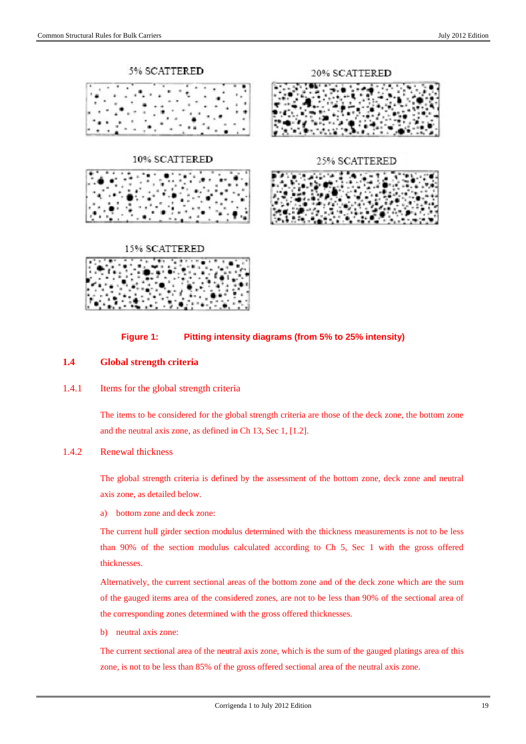5% SCATTERED

20% SCATTERED

10% SCATTERED

25% SCATTERED

15% SCATTERED

**Figure 1: Pitting intensity diagrams (from 5% to 25% intensity)**

## 1.4 Global strength criteria

### 1.4.1 Items for the global strength criteria

The items to be considered for the global strength criteria are those of the deck zone, the bottom zone and the neutral axis zone, as defined in Ch 13, Sec 1, [1.2].

### 1.4.2 Renewal thickness

The global strength criteria is defined by the assessment of the bottom zone, deck zone and neutral axis zone, as detailed below.

a) bottom zone and deck zone:

The current hull girder section modulus determined with the thickness measurements is not to be less than 90% of the section modulus calculated according to Ch 5, Sec 1 with the gross offered thicknesses.

Alternatively, the current sectional areas of the bottom zone and of the deck zone which are the sum of the gauged items area of the considered zones, are not to be less than 90% of the sectional area of the corresponding zones determined with the gross offered thicknesses.

b) neutral axis zone:

The current sectional area of the neutral axis zone, which is the sum of the gauged platings area of this zone, is not to be less than 85% of the gross offered sectional area of the neutral axis zone.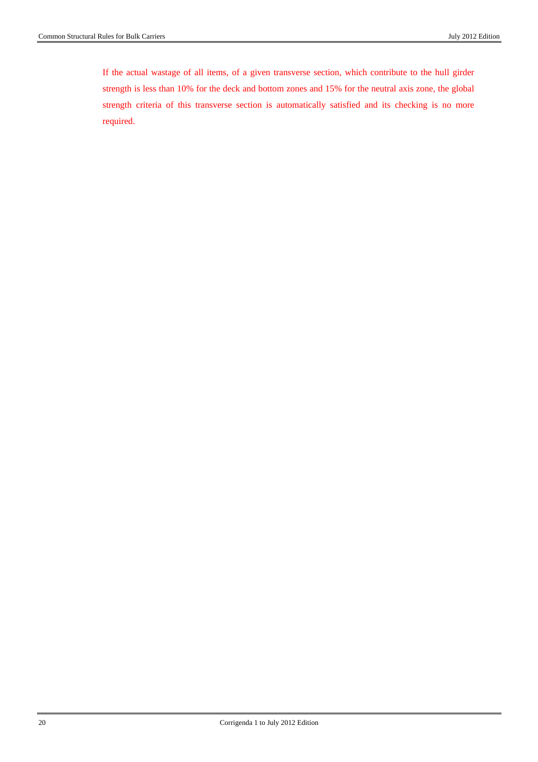If the actual wastage of all items, of a given transverse section, which contribute to the hull girder strength is less than 10% for the deck and bottom zones and 15% for the neutral axis zone, the global strength criteria of this transverse section is automatically satisfied and its checking is no more required.